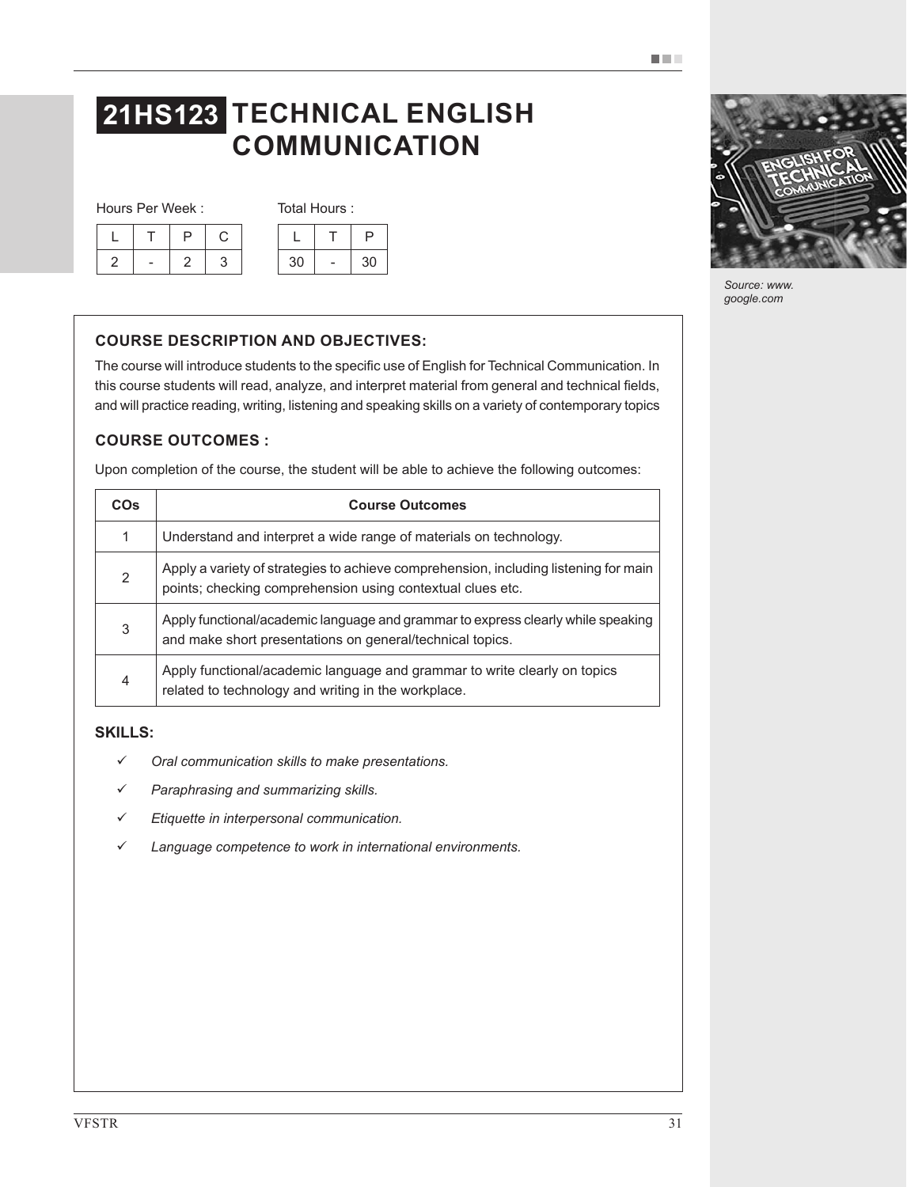# 21HS123 TECHNICAL ENGLISH COMMUNICATION

Hours Per Week :

| L | T | P | C |
|---|---|---|---|
| 2 | - | 2 | 3 |

Total Hours :

| L | T | P |
|---|---|---|
| 30 | - | 30 |

Source: www.google.com

## COURSE DESCRIPTION AND OBJECTIVES:

The course will introduce students to the specific use of English for Technical Communication. In this course students will read, analyze, and interpret material from general and technical fields, and will practice reading, writing, listening and speaking skills on a variety of contemporary topics

## COURSE OUTCOMES :

Upon completion of the course, the student will be able to achieve the following outcomes:

| COs | Course Outcomes |
|---|---|
| 1 | Understand and interpret a wide range of materials on technology. |
| 2 | Apply a variety of strategies to achieve comprehension, including listening for main points; checking comprehension using contextual clues etc. |
| 3 | Apply functional/academic language and grammar to express clearly while speaking and make short presentations on general/technical topics. |
| 4 | Apply functional/academic language and grammar to write clearly on topics related to technology and writing in the workplace. |

## SKILLS:

- ✓ *Oral communication skills to make presentations.*
- ✓ *Paraphrasing and summarizing skills.*
- ✓ *Etiquette in interpersonal communication.*
- ✓ *Language competence to work in international environments.*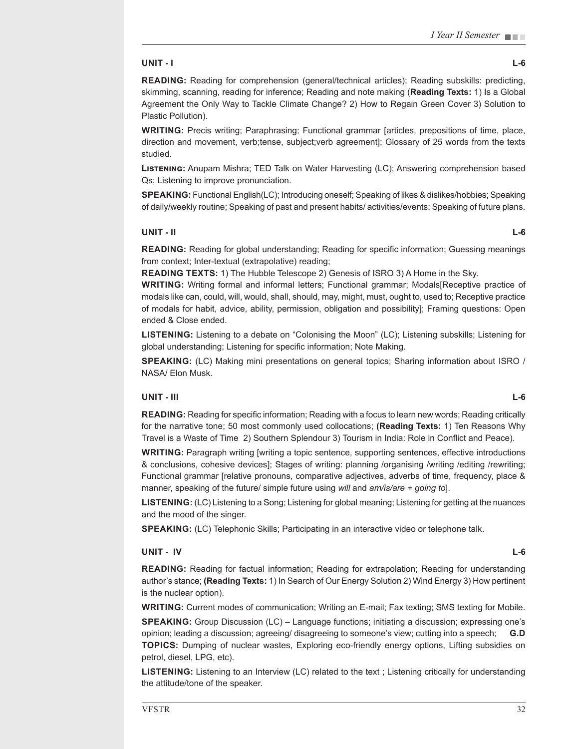**UNIT - I** **L-6**

**READING:** Reading for comprehension (general/technical articles); Reading subskills: predicting, skimming, scanning, reading for inference; Reading and note making (**Reading Texts:** 1) Is a Global Agreement the Only Way to Tackle Climate Change? 2) How to Regain Green Cover 3) Solution to Plastic Pollution).

**WRITING:** Precis writing; Paraphrasing; Functional grammar [articles, prepositions of time, place, direction and movement, verb;tense, subject;verb agreement]; Glossary of 25 words from the texts studied.

**LISTENING:** Anupam Mishra; TED Talk on Water Harvesting (LC); Answering comprehension based Qs; Listening to improve pronunciation.

**SPEAKING:** Functional English(LC); Introducing oneself; Speaking of likes & dislikes/hobbies; Speaking of daily/weekly routine; Speaking of past and present habits/ activities/events; Speaking of future plans.

**UNIT - II** **L-6**

**READING:** Reading for global understanding; Reading for specific information; Guessing meanings from context; Inter-textual (extrapolative) reading;

**READING TEXTS:** 1) The Hubble Telescope 2) Genesis of ISRO 3) A Home in the Sky.

**WRITING:** Writing formal and informal letters; Functional grammar; Modals[Receptive practice of modals like can, could, will, would, shall, should, may, might, must, ought to, used to; Receptive practice of modals for habit, advice, ability, permission, obligation and possibility]; Framing questions: Open ended & Close ended.

**LISTENING:** Listening to a debate on "Colonising the Moon" (LC); Listening subskills; Listening for global understanding; Listening for specific information; Note Making.

**SPEAKING:** (LC) Making mini presentations on general topics; Sharing information about ISRO / NASA/ Elon Musk.

**UNIT - III** **L-6**

**READING:** Reading for specific information; Reading with a focus to learn new words; Reading critically for the narrative tone; 50 most commonly used collocations; **(Reading Texts:** 1) Ten Reasons Why Travel is a Waste of Time 2) Southern Splendour 3) Tourism in India: Role in Conflict and Peace).

**WRITING:** Paragraph writing [writing a topic sentence, supporting sentences, effective introductions & conclusions, cohesive devices]; Stages of writing: planning /organising /writing /editing /rewriting; Functional grammar [relative pronouns, comparative adjectives, adverbs of time, frequency, place & manner, speaking of the future/ simple future using *will* and *am/is/are + going to*].

**LISTENING:** (LC) Listening to a Song; Listening for global meaning; Listening for getting at the nuances and the mood of the singer.

**SPEAKING:** (LC) Telephonic Skills; Participating in an interactive video or telephone talk.

**UNIT - IV** **L-6**

**READING:** Reading for factual information; Reading for extrapolation; Reading for understanding author's stance; **(Reading Texts:** 1) In Search of Our Energy Solution 2) Wind Energy 3) How pertinent is the nuclear option).

**WRITING:** Current modes of communication; Writing an E-mail; Fax texting; SMS texting for Mobile.

**SPEAKING:** Group Discussion (LC) – Language functions; initiating a discussion; expressing one's opinion; leading a discussion; agreeing/ disagreeing to someone's view; cutting into a speech; **G.D TOPICS:** Dumping of nuclear wastes, Exploring eco-friendly energy options, Lifting subsidies on petrol, diesel, LPG, etc).

**LISTENING:** Listening to an Interview (LC) related to the text ; Listening critically for understanding the attitude/tone of the speaker.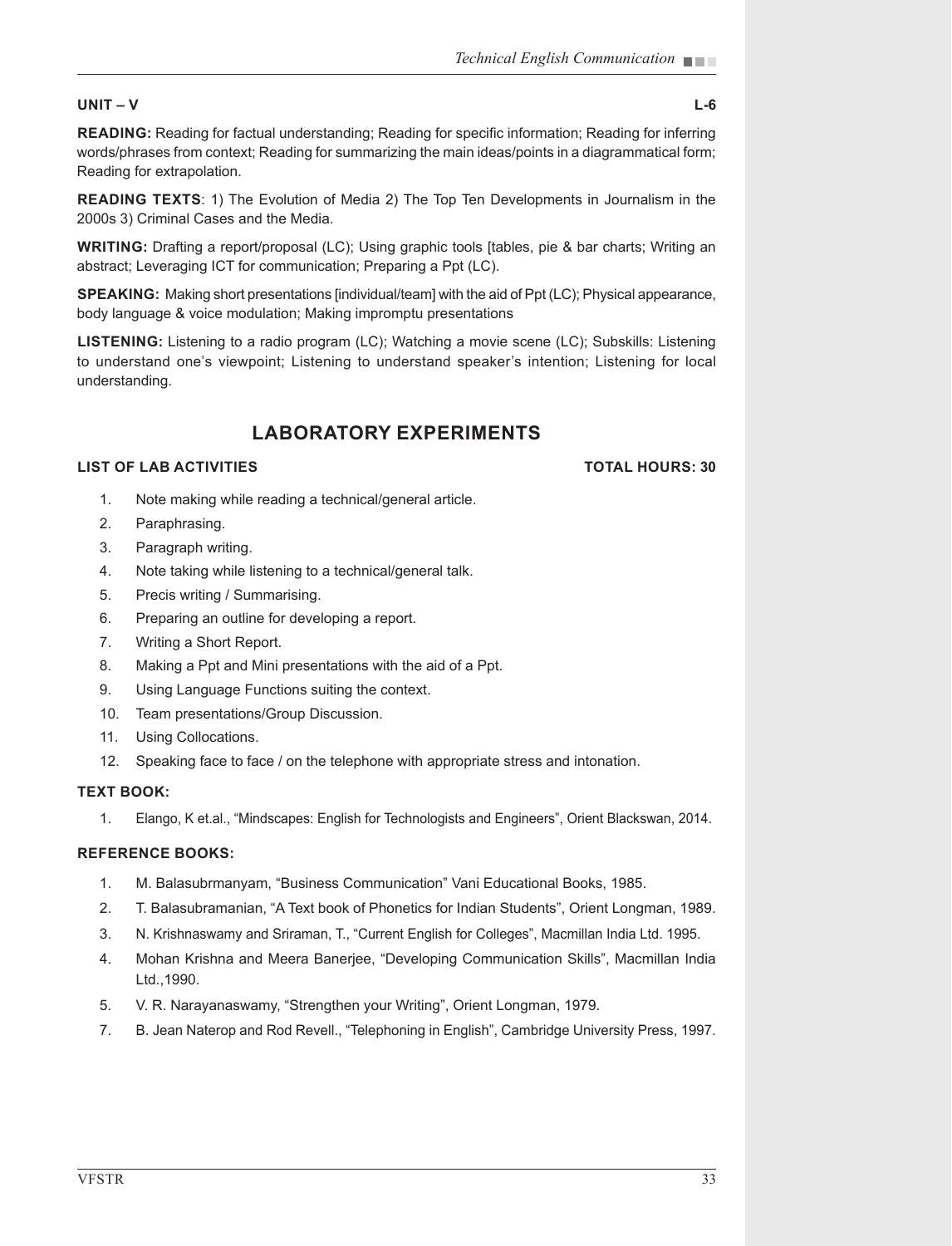**UNIT – V** **L-6**

**READING:** Reading for factual understanding; Reading for specific information; Reading for inferring words/phrases from context; Reading for summarizing the main ideas/points in a diagrammatical form; Reading for extrapolation.

**READING TEXTS**: 1) The Evolution of Media 2) The Top Ten Developments in Journalism in the 2000s 3) Criminal Cases and the Media.

**WRITING:** Drafting a report/proposal (LC); Using graphic tools [tables, pie & bar charts; Writing an abstract; Leveraging ICT for communication; Preparing a Ppt (LC).

**SPEAKING:** Making short presentations [individual/team] with the aid of Ppt (LC); Physical appearance, body language & voice modulation; Making impromptu presentations

**LISTENING:** Listening to a radio program (LC); Watching a movie scene (LC); Subskills: Listening to understand one's viewpoint; Listening to understand speaker's intention; Listening for local understanding.

## LABORATORY EXPERIMENTS

**LIST OF LAB ACTIVITIES** **TOTAL HOURS: 30**

1. Note making while reading a technical/general article.
2. Paraphrasing.
3. Paragraph writing.
4. Note taking while listening to a technical/general talk.
5. Precis writing / Summarising.
6. Preparing an outline for developing a report.
7. Writing a Short Report.
8. Making a Ppt and Mini presentations with the aid of a Ppt.
9. Using Language Functions suiting the context.
10. Team presentations/Group Discussion.
11. Using Collocations.
12. Speaking face to face / on the telephone with appropriate stress and intonation.

**TEXT BOOK:**

1. Elango, K et.al., "Mindscapes: English for Technologists and Engineers", Orient Blackswan, 2014.

**REFERENCE BOOKS:**

1. M. Balasubrmanyam, "Business Communication" Vani Educational Books, 1985.
2. T. Balasubramanian, "A Text book of Phonetics for Indian Students", Orient Longman, 1989.
3. N. Krishnaswamy and Sriraman, T., "Current English for Colleges", Macmillan India Ltd. 1995.
4. Mohan Krishna and Meera Banerjee, "Developing Communication Skills", Macmillan India Ltd.,1990.
5. V. R. Narayanaswamy, "Strengthen your Writing", Orient Longman, 1979.

7. B. Jean Naterop and Rod Revell., "Telephoning in English", Cambridge University Press, 1997.